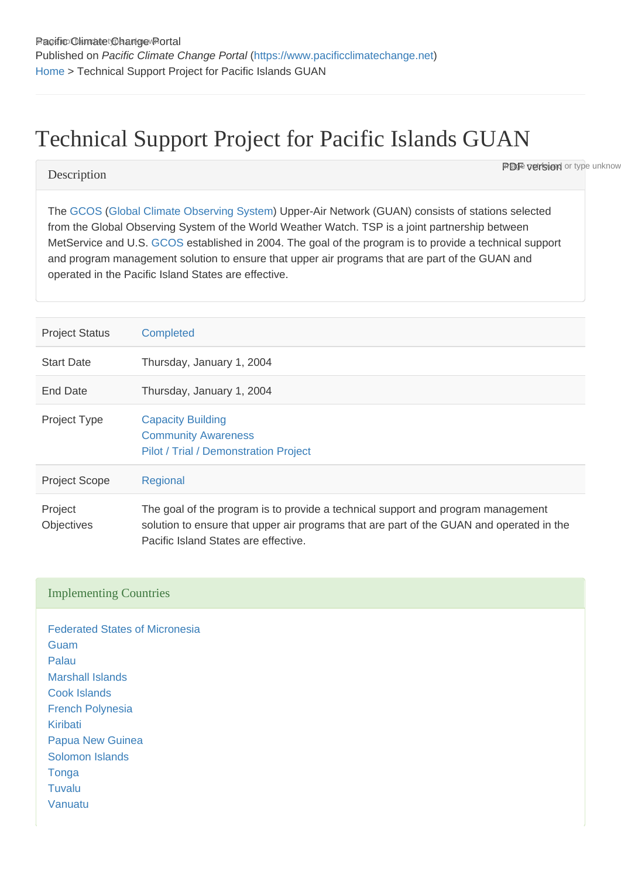Pacific Climate Change Portal
Published on *Pacific Climate Change Portal* (https://www.pacificclimatechange.net)
Home > Technical Support Project for Pacific Islands GUAN

# Technical Support Project for Pacific Islands GUAN

## Description

The GCOS (Global Climate Observing System) Upper-Air Network (GUAN) consists of stations selected from the Global Observing System of the World Weather Watch. TSP is a joint partnership between MetService and U.S. GCOS established in 2004. The goal of the program is to provide a technical support and program management solution to ensure that upper air programs that are part of the GUAN and operated in the Pacific Island States are effective.

| | |
|---|---|
| Project Status | Completed |
| Start Date | Thursday, January 1, 2004 |
| End Date | Thursday, January 1, 2004 |
| Project Type | Capacity Building<br>Community Awareness<br>Pilot / Trial / Demonstration Project |
| Project Scope | Regional |
| Project Objectives | The goal of the program is to provide a technical support and program management solution to ensure that upper air programs that are part of the GUAN and operated in the Pacific Island States are effective. |

## Implementing Countries

Federated States of Micronesia
Guam
Palau
Marshall Islands
Cook Islands
French Polynesia
Kiribati
Papua New Guinea
Solomon Islands
Tonga
Tuvalu
Vanuatu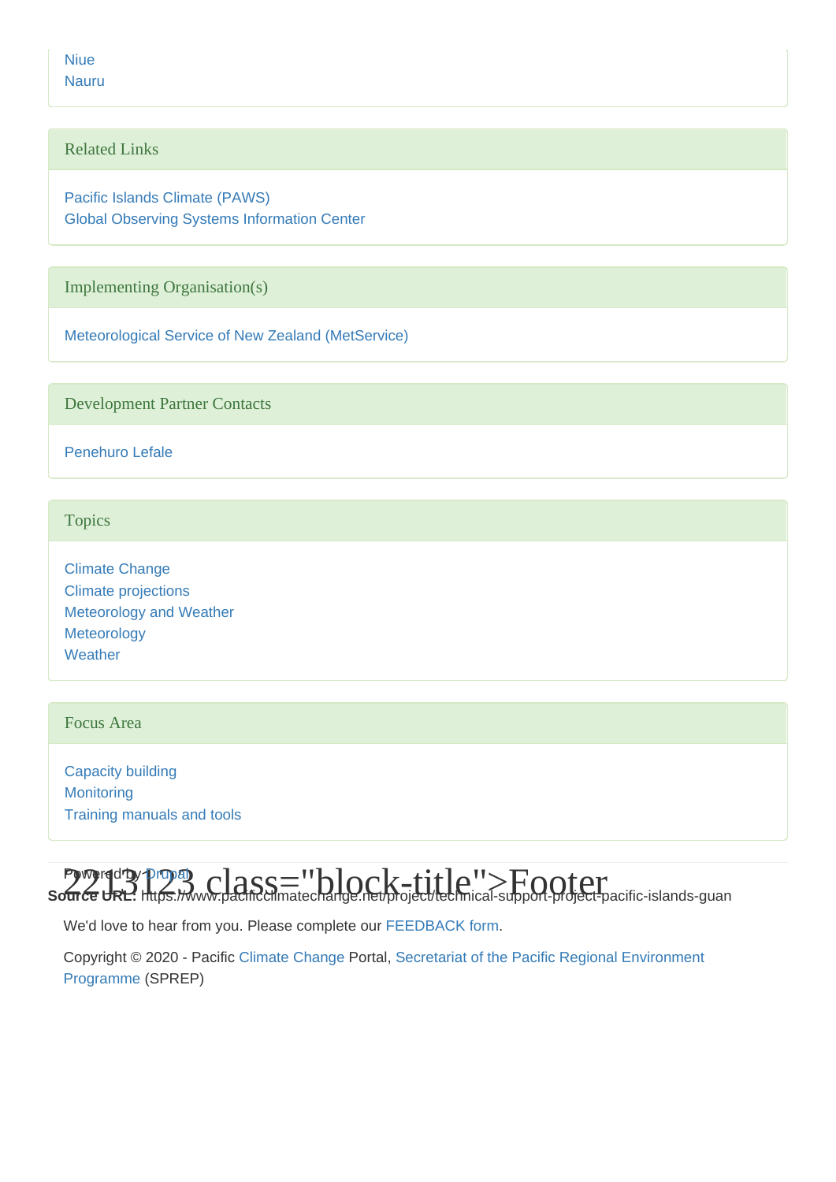Niue
Nauru

## Related Links

Pacific Islands Climate (PAWS)
Global Observing Systems Information Center

## Implementing Organisation(s)

Meteorological Service of New Zealand (MetService)

## Development Partner Contacts

Penehuro Lefale

## Topics

Climate Change
Climate projections
Meteorology and Weather
Meteorology
Weather

## Focus Area

Capacity building
Monitoring
Training manuals and tools

Powered by Drupal

2213123 class="block-title">Footer

**Source URL:** https://www.pacificclimatechange.net/project/technical-support-project-pacific-islands-guan

We'd love to hear from you. Please complete our FEEDBACK form.

Copyright © 2020 - Pacific Climate Change Portal, Secretariat of the Pacific Regional Environment Programme (SPREP)